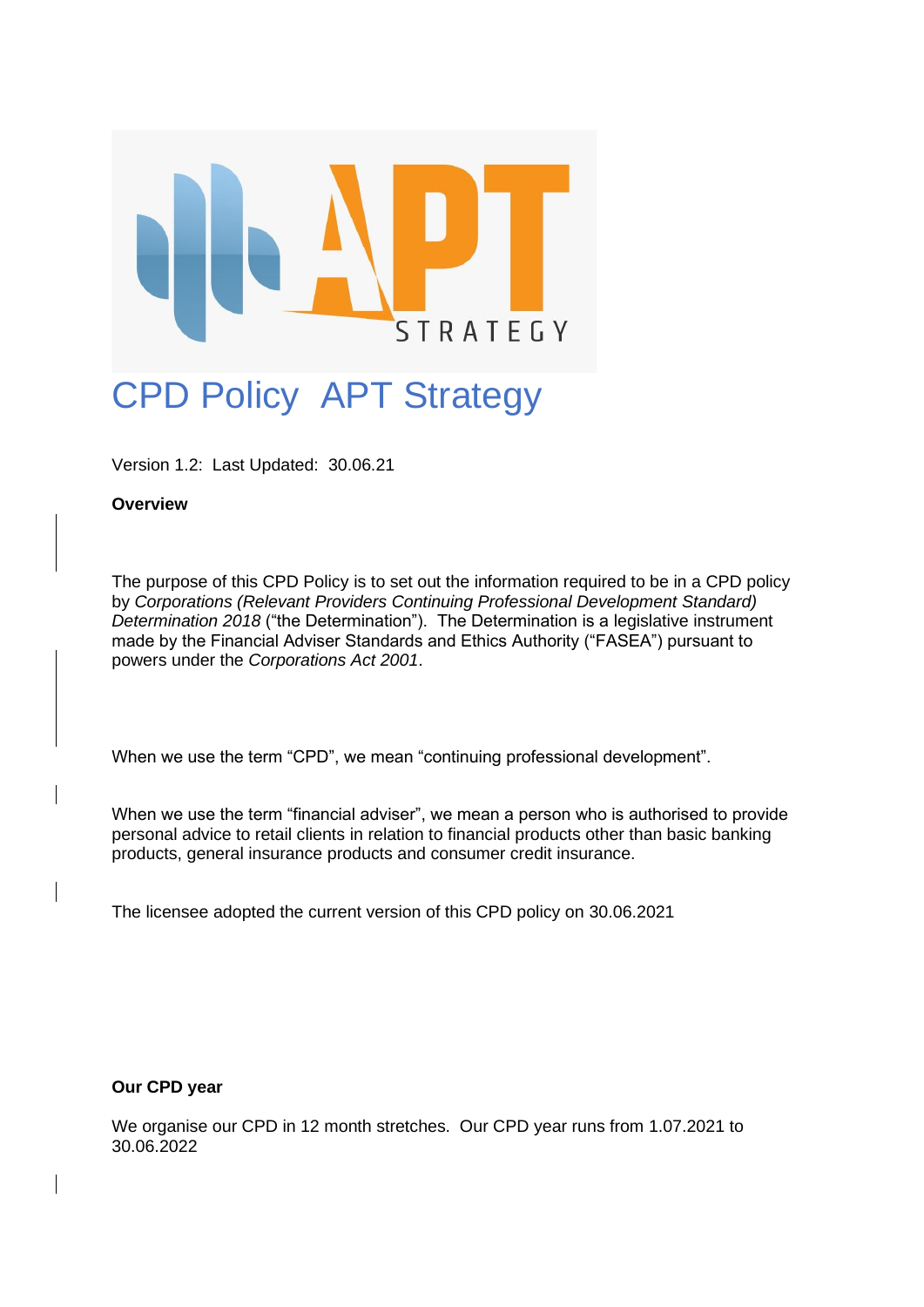# CPD Policy APT Strategy

Version 1.2: Last Updated: 30.06.21

**Overview**

The purpose of this CPD Policy is to set out the information required to be in a CPD policy by *Corporations (Relevant Providers Continuing Professional Development Standard) Determination 2018* ("the Determination"). The Determination is a legislative instrument made by the Financial Adviser Standards and Ethics Authority ("FASEA") pursuant to powers under the *Corporations Act 2001*.

When we use the term "CPD", we mean "continuing professional development".

When we use the term "financial adviser", we mean a person who is authorised to provide personal advice to retail clients in relation to financial products other than basic banking products, general insurance products and consumer credit insurance.

The licensee adopted the current version of this CPD policy on 30.06.2021

**Our CPD year**

We organise our CPD in 12 month stretches. Our CPD year runs from 1.07.2021 to 30.06.2022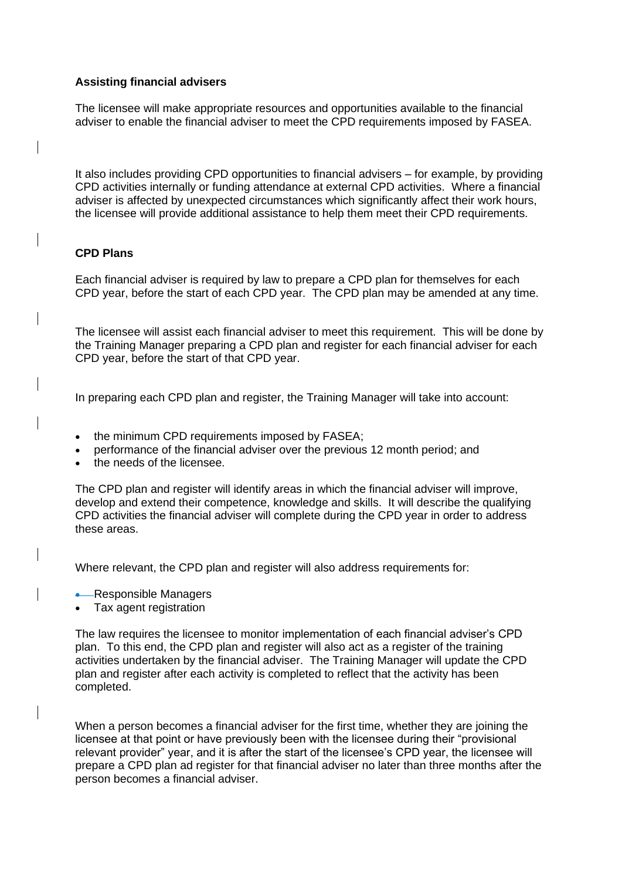**Assisting financial advisers**

The licensee will make appropriate resources and opportunities available to the financial adviser to enable the financial adviser to meet the CPD requirements imposed by FASEA.

It also includes providing CPD opportunities to financial advisers – for example, by providing CPD activities internally or funding attendance at external CPD activities. Where a financial adviser is affected by unexpected circumstances which significantly affect their work hours, the licensee will provide additional assistance to help them meet their CPD requirements.

**CPD Plans**

Each financial adviser is required by law to prepare a CPD plan for themselves for each CPD year, before the start of each CPD year. The CPD plan may be amended at any time.

The licensee will assist each financial adviser to meet this requirement. This will be done by the Training Manager preparing a CPD plan and register for each financial adviser for each CPD year, before the start of that CPD year.

In preparing each CPD plan and register, the Training Manager will take into account:

- the minimum CPD requirements imposed by FASEA;
- performance of the financial adviser over the previous 12 month period; and
- the needs of the licensee.

The CPD plan and register will identify areas in which the financial adviser will improve, develop and extend their competence, knowledge and skills. It will describe the qualifying CPD activities the financial adviser will complete during the CPD year in order to address these areas.

Where relevant, the CPD plan and register will also address requirements for:

- Responsible Managers
- Tax agent registration

The law requires the licensee to monitor implementation of each financial adviser's CPD plan. To this end, the CPD plan and register will also act as a register of the training activities undertaken by the financial adviser. The Training Manager will update the CPD plan and register after each activity is completed to reflect that the activity has been completed.

When a person becomes a financial adviser for the first time, whether they are joining the licensee at that point or have previously been with the licensee during their "provisional relevant provider" year, and it is after the start of the licensee's CPD year, the licensee will prepare a CPD plan ad register for that financial adviser no later than three months after the person becomes a financial adviser.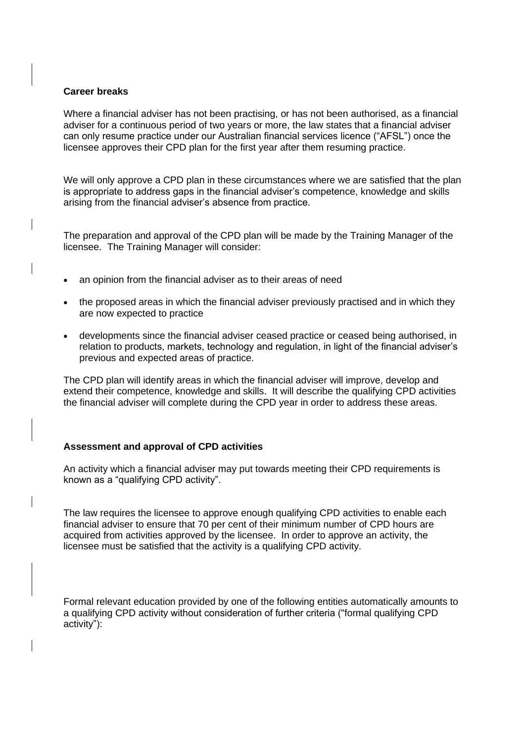**Career breaks**

Where a financial adviser has not been practising, or has not been authorised, as a financial adviser for a continuous period of two years or more, the law states that a financial adviser can only resume practice under our Australian financial services licence ("AFSL") once the licensee approves their CPD plan for the first year after them resuming practice.

We will only approve a CPD plan in these circumstances where we are satisfied that the plan is appropriate to address gaps in the financial adviser's competence, knowledge and skills arising from the financial adviser's absence from practice.

The preparation and approval of the CPD plan will be made by the Training Manager of the licensee. The Training Manager will consider:

- an opinion from the financial adviser as to their areas of need
- the proposed areas in which the financial adviser previously practised and in which they are now expected to practice
- developments since the financial adviser ceased practice or ceased being authorised, in relation to products, markets, technology and regulation, in light of the financial adviser's previous and expected areas of practice.

The CPD plan will identify areas in which the financial adviser will improve, develop and extend their competence, knowledge and skills. It will describe the qualifying CPD activities the financial adviser will complete during the CPD year in order to address these areas.

**Assessment and approval of CPD activities**

An activity which a financial adviser may put towards meeting their CPD requirements is known as a "qualifying CPD activity".

The law requires the licensee to approve enough qualifying CPD activities to enable each financial adviser to ensure that 70 per cent of their minimum number of CPD hours are acquired from activities approved by the licensee. In order to approve an activity, the licensee must be satisfied that the activity is a qualifying CPD activity.

Formal relevant education provided by one of the following entities automatically amounts to a qualifying CPD activity without consideration of further criteria ("formal qualifying CPD activity"):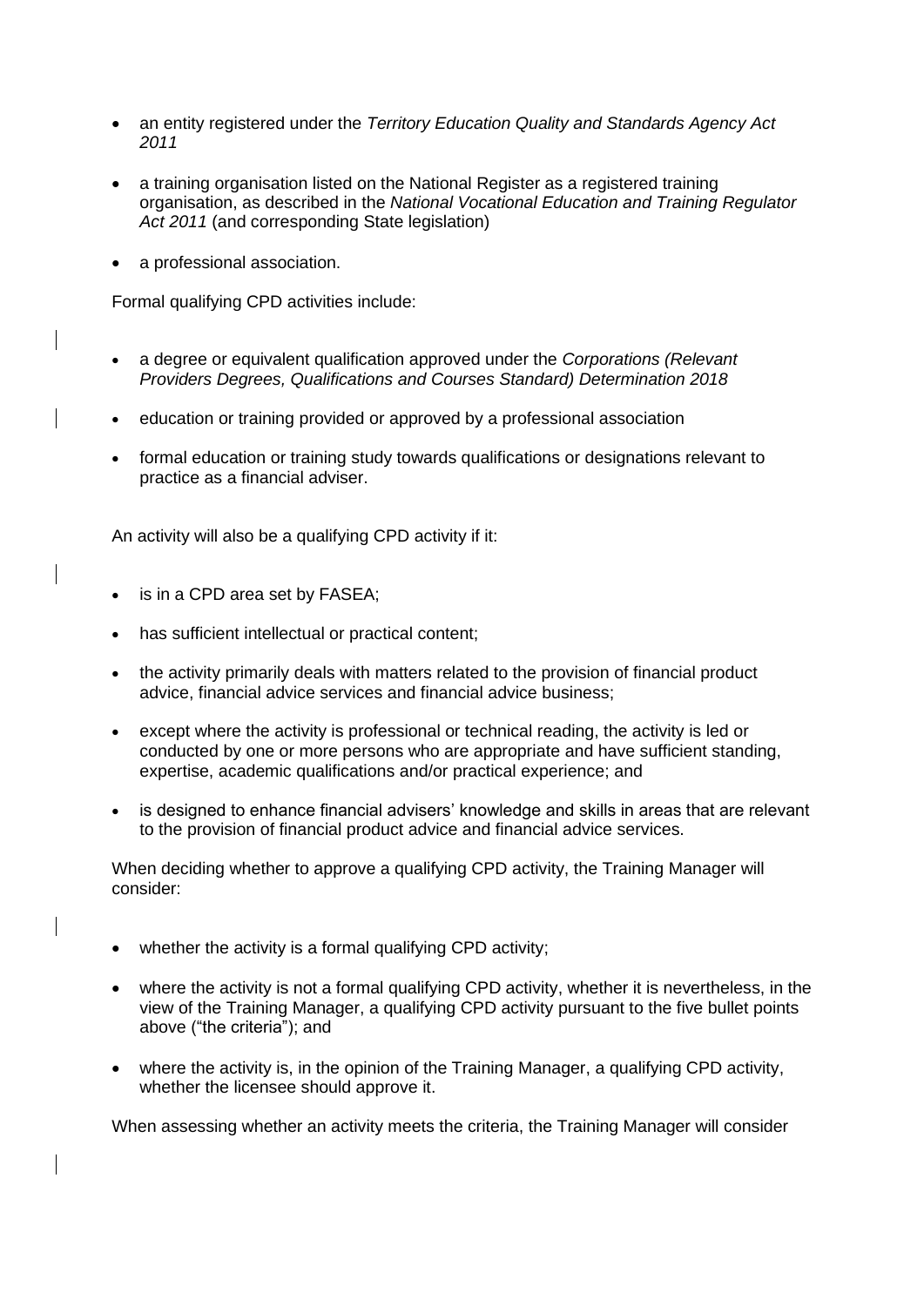- an entity registered under the *Territory Education Quality and Standards Agency Act 2011*
- a training organisation listed on the National Register as a registered training organisation, as described in the *National Vocational Education and Training Regulator Act 2011* (and corresponding State legislation)
- a professional association.

Formal qualifying CPD activities include:

- a degree or equivalent qualification approved under the *Corporations (Relevant Providers Degrees, Qualifications and Courses Standard) Determination 2018*
- education or training provided or approved by a professional association
- formal education or training study towards qualifications or designations relevant to practice as a financial adviser.

An activity will also be a qualifying CPD activity if it:

- is in a CPD area set by FASEA;
- has sufficient intellectual or practical content;
- the activity primarily deals with matters related to the provision of financial product advice, financial advice services and financial advice business;
- except where the activity is professional or technical reading, the activity is led or conducted by one or more persons who are appropriate and have sufficient standing, expertise, academic qualifications and/or practical experience; and
- is designed to enhance financial advisers' knowledge and skills in areas that are relevant to the provision of financial product advice and financial advice services.

When deciding whether to approve a qualifying CPD activity, the Training Manager will consider:

- whether the activity is a formal qualifying CPD activity;
- where the activity is not a formal qualifying CPD activity, whether it is nevertheless, in the view of the Training Manager, a qualifying CPD activity pursuant to the five bullet points above ("the criteria"); and
- where the activity is, in the opinion of the Training Manager, a qualifying CPD activity, whether the licensee should approve it.

When assessing whether an activity meets the criteria, the Training Manager will consider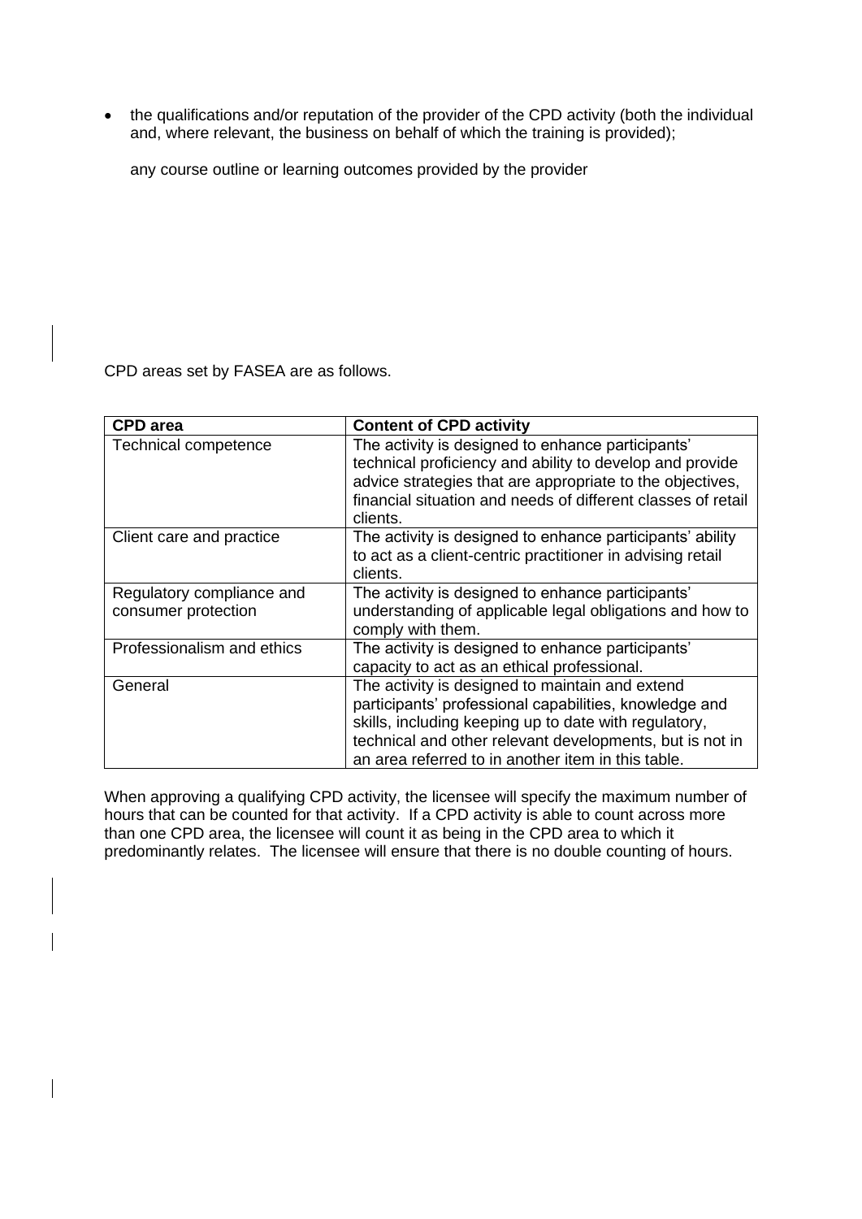- the qualifications and/or reputation of the provider of the CPD activity (both the individual and, where relevant, the business on behalf of which the training is provided);

  any course outline or learning outcomes provided by the provider

CPD areas set by FASEA are as follows.

| CPD area | Content of CPD activity |
|---|---|
| Technical competence | The activity is designed to enhance participants' technical proficiency and ability to develop and provide advice strategies that are appropriate to the objectives, financial situation and needs of different classes of retail clients. |
| Client care and practice | The activity is designed to enhance participants' ability to act as a client-centric practitioner in advising retail clients. |
| Regulatory compliance and consumer protection | The activity is designed to enhance participants' understanding of applicable legal obligations and how to comply with them. |
| Professionalism and ethics | The activity is designed to enhance participants' capacity to act as an ethical professional. |
| General | The activity is designed to maintain and extend participants' professional capabilities, knowledge and skills, including keeping up to date with regulatory, technical and other relevant developments, but is not in an area referred to in another item in this table. |

When approving a qualifying CPD activity, the licensee will specify the maximum number of hours that can be counted for that activity. If a CPD activity is able to count across more than one CPD area, the licensee will count it as being in the CPD area to which it predominantly relates. The licensee will ensure that there is no double counting of hours.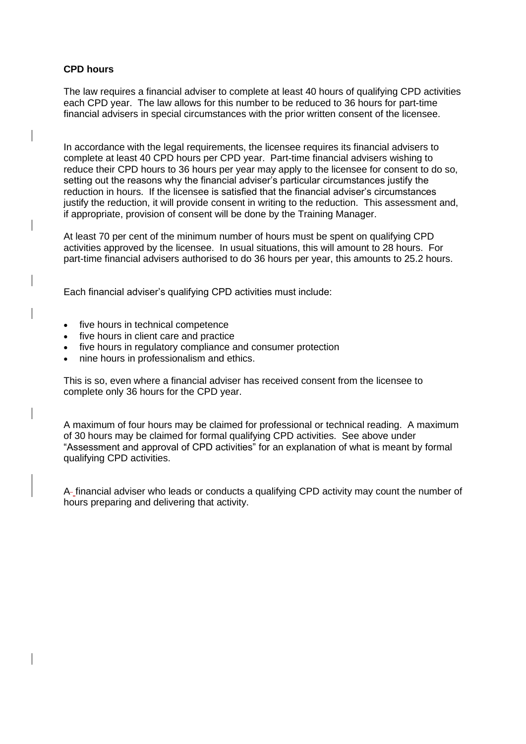**CPD hours**

The law requires a financial adviser to complete at least 40 hours of qualifying CPD activities each CPD year. The law allows for this number to be reduced to 36 hours for part-time financial advisers in special circumstances with the prior written consent of the licensee.

In accordance with the legal requirements, the licensee requires its financial advisers to complete at least 40 CPD hours per CPD year. Part-time financial advisers wishing to reduce their CPD hours to 36 hours per year may apply to the licensee for consent to do so, setting out the reasons why the financial adviser's particular circumstances justify the reduction in hours. If the licensee is satisfied that the financial adviser's circumstances justify the reduction, it will provide consent in writing to the reduction. This assessment and, if appropriate, provision of consent will be done by the Training Manager.

At least 70 per cent of the minimum number of hours must be spent on qualifying CPD activities approved by the licensee. In usual situations, this will amount to 28 hours. For part-time financial advisers authorised to do 36 hours per year, this amounts to 25.2 hours.

Each financial adviser's qualifying CPD activities must include:

- five hours in technical competence
- five hours in client care and practice
- five hours in regulatory compliance and consumer protection
- nine hours in professionalism and ethics.

This is so, even where a financial adviser has received consent from the licensee to complete only 36 hours for the CPD year.

A maximum of four hours may be claimed for professional or technical reading. A maximum of 30 hours may be claimed for formal qualifying CPD activities. See above under "Assessment and approval of CPD activities" for an explanation of what is meant by formal qualifying CPD activities.

A financial adviser who leads or conducts a qualifying CPD activity may count the number of hours preparing and delivering that activity.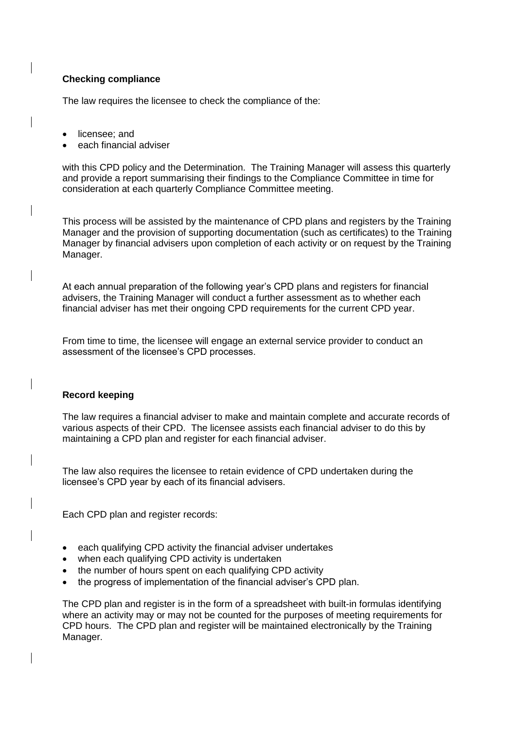**Checking compliance**

The law requires the licensee to check the compliance of the:

- licensee; and
- each financial adviser

with this CPD policy and the Determination. The Training Manager will assess this quarterly and provide a report summarising their findings to the Compliance Committee in time for consideration at each quarterly Compliance Committee meeting.

This process will be assisted by the maintenance of CPD plans and registers by the Training Manager and the provision of supporting documentation (such as certificates) to the Training Manager by financial advisers upon completion of each activity or on request by the Training Manager.

At each annual preparation of the following year's CPD plans and registers for financial advisers, the Training Manager will conduct a further assessment as to whether each financial adviser has met their ongoing CPD requirements for the current CPD year.

From time to time, the licensee will engage an external service provider to conduct an assessment of the licensee's CPD processes.

**Record keeping**

The law requires a financial adviser to make and maintain complete and accurate records of various aspects of their CPD. The licensee assists each financial adviser to do this by maintaining a CPD plan and register for each financial adviser.

The law also requires the licensee to retain evidence of CPD undertaken during the licensee's CPD year by each of its financial advisers.

Each CPD plan and register records:

- each qualifying CPD activity the financial adviser undertakes
- when each qualifying CPD activity is undertaken
- the number of hours spent on each qualifying CPD activity
- the progress of implementation of the financial adviser's CPD plan.

The CPD plan and register is in the form of a spreadsheet with built-in formulas identifying where an activity may or may not be counted for the purposes of meeting requirements for CPD hours. The CPD plan and register will be maintained electronically by the Training Manager.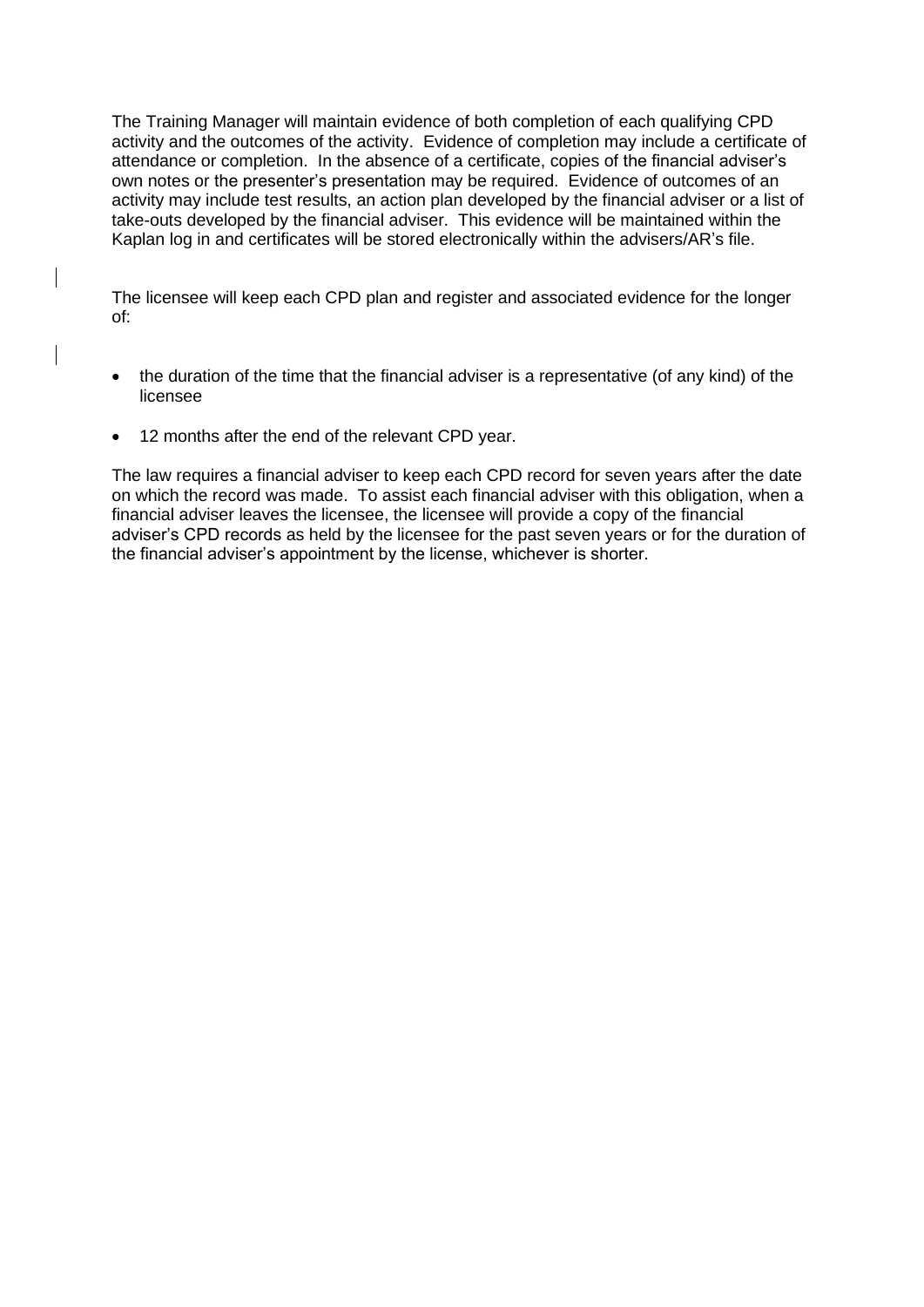The Training Manager will maintain evidence of both completion of each qualifying CPD activity and the outcomes of the activity. Evidence of completion may include a certificate of attendance or completion. In the absence of a certificate, copies of the financial adviser's own notes or the presenter's presentation may be required. Evidence of outcomes of an activity may include test results, an action plan developed by the financial adviser or a list of take-outs developed by the financial adviser. This evidence will be maintained within the Kaplan log in and certificates will be stored electronically within the advisers/AR's file.

The licensee will keep each CPD plan and register and associated evidence for the longer of:

- the duration of the time that the financial adviser is a representative (of any kind) of the licensee
- 12 months after the end of the relevant CPD year.

The law requires a financial adviser to keep each CPD record for seven years after the date on which the record was made. To assist each financial adviser with this obligation, when a financial adviser leaves the licensee, the licensee will provide a copy of the financial adviser's CPD records as held by the licensee for the past seven years or for the duration of the financial adviser's appointment by the license, whichever is shorter.